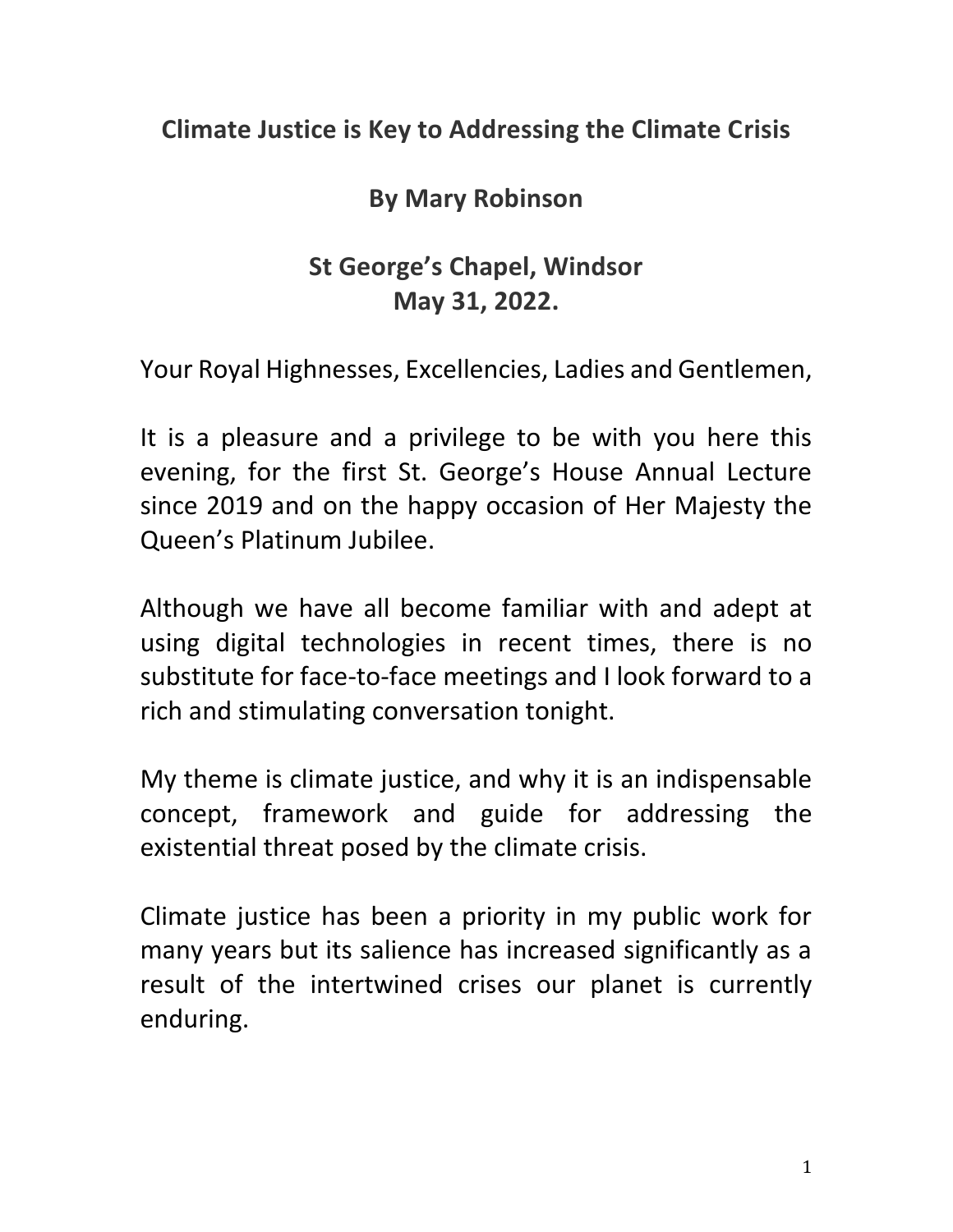# Climate Justice is Key to Addressing the Climate Crisis

**By Mary Robinson**

**St George's Chapel, Windsor**
**May 31, 2022.**

Your Royal Highnesses, Excellencies, Ladies and Gentlemen,

It is a pleasure and a privilege to be with you here this evening, for the first St. George's House Annual Lecture since 2019 and on the happy occasion of Her Majesty the Queen's Platinum Jubilee.

Although we have all become familiar with and adept at using digital technologies in recent times, there is no substitute for face-to-face meetings and I look forward to a rich and stimulating conversation tonight.

My theme is climate justice, and why it is an indispensable concept, framework and guide for addressing the existential threat posed by the climate crisis.

Climate justice has been a priority in my public work for many years but its salience has increased significantly as a result of the intertwined crises our planet is currently enduring.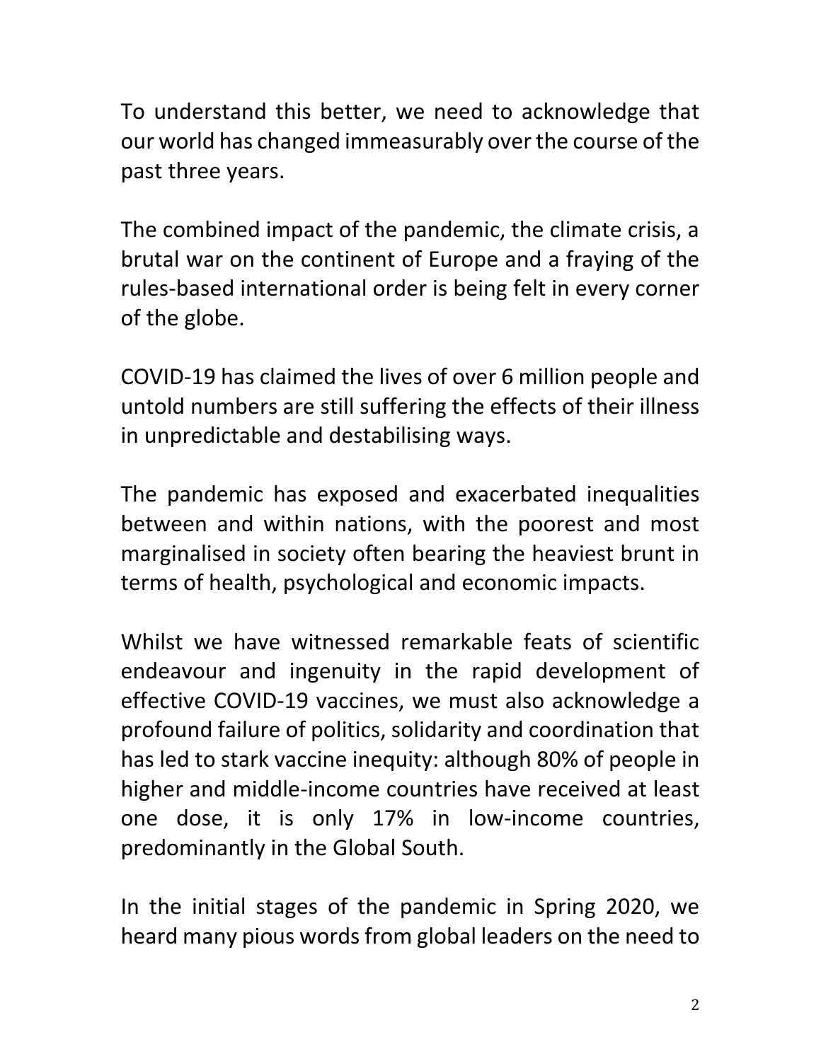To understand this better, we need to acknowledge that our world has changed immeasurably over the course of the past three years.

The combined impact of the pandemic, the climate crisis, a brutal war on the continent of Europe and a fraying of the rules-based international order is being felt in every corner of the globe.

COVID-19 has claimed the lives of over 6 million people and untold numbers are still suffering the effects of their illness in unpredictable and destabilising ways.

The pandemic has exposed and exacerbated inequalities between and within nations, with the poorest and most marginalised in society often bearing the heaviest brunt in terms of health, psychological and economic impacts.

Whilst we have witnessed remarkable feats of scientific endeavour and ingenuity in the rapid development of effective COVID-19 vaccines, we must also acknowledge a profound failure of politics, solidarity and coordination that has led to stark vaccine inequity: although 80% of people in higher and middle-income countries have received at least one dose, it is only 17% in low-income countries, predominantly in the Global South.

In the initial stages of the pandemic in Spring 2020, we heard many pious words from global leaders on the need to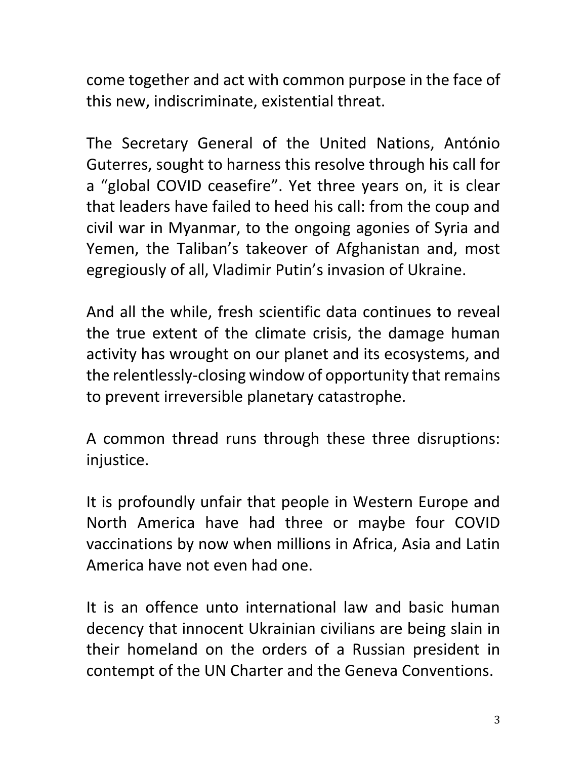come together and act with common purpose in the face of this new, indiscriminate, existential threat.

The Secretary General of the United Nations, António Guterres, sought to harness this resolve through his call for a "global COVID ceasefire". Yet three years on, it is clear that leaders have failed to heed his call: from the coup and civil war in Myanmar, to the ongoing agonies of Syria and Yemen, the Taliban's takeover of Afghanistan and, most egregiously of all, Vladimir Putin's invasion of Ukraine.

And all the while, fresh scientific data continues to reveal the true extent of the climate crisis, the damage human activity has wrought on our planet and its ecosystems, and the relentlessly-closing window of opportunity that remains to prevent irreversible planetary catastrophe.

A common thread runs through these three disruptions: injustice.

It is profoundly unfair that people in Western Europe and North America have had three or maybe four COVID vaccinations by now when millions in Africa, Asia and Latin America have not even had one.

It is an offence unto international law and basic human decency that innocent Ukrainian civilians are being slain in their homeland on the orders of a Russian president in contempt of the UN Charter and the Geneva Conventions.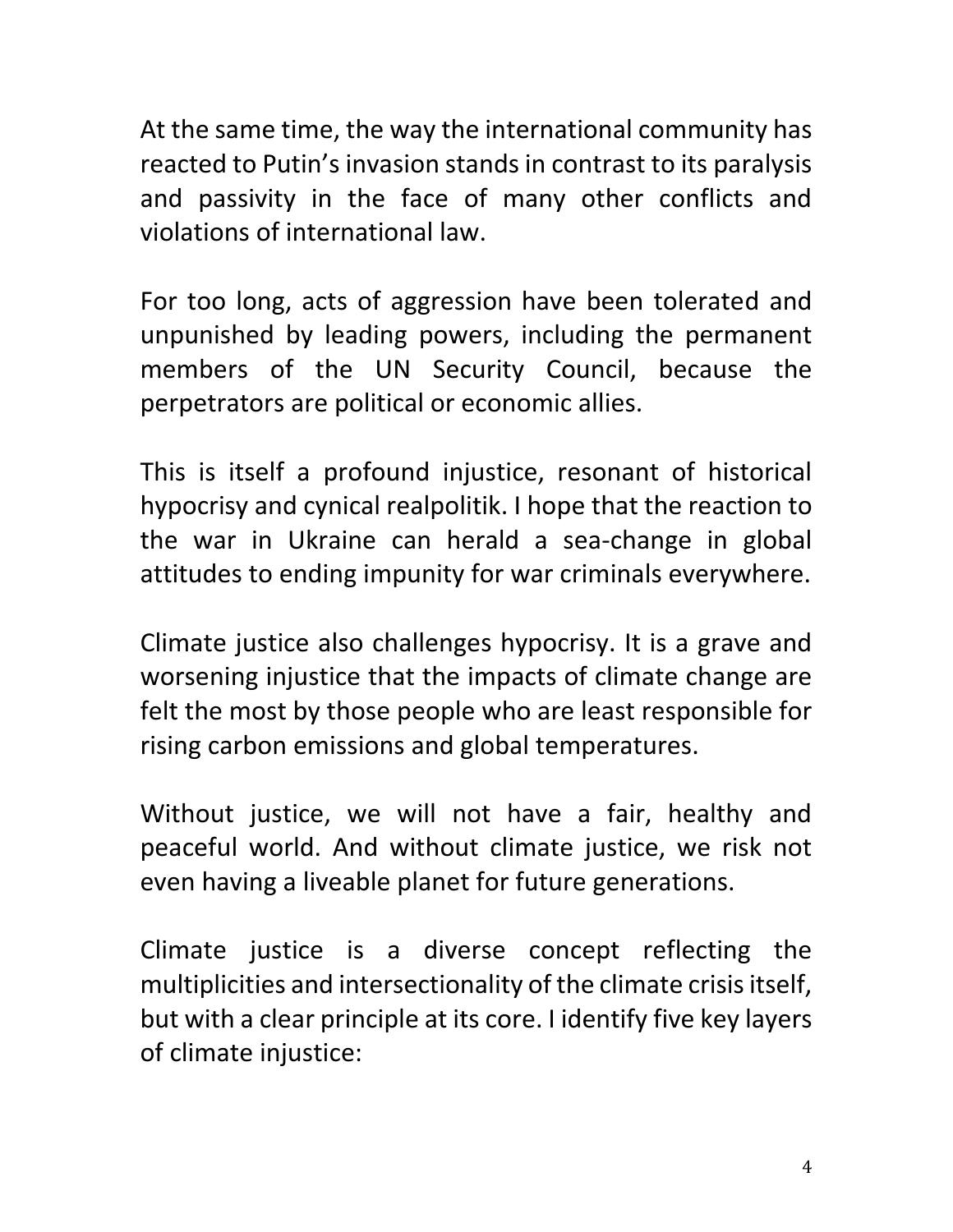At the same time, the way the international community has reacted to Putin's invasion stands in contrast to its paralysis and passivity in the face of many other conflicts and violations of international law.

For too long, acts of aggression have been tolerated and unpunished by leading powers, including the permanent members of the UN Security Council, because the perpetrators are political or economic allies.

This is itself a profound injustice, resonant of historical hypocrisy and cynical realpolitik. I hope that the reaction to the war in Ukraine can herald a sea-change in global attitudes to ending impunity for war criminals everywhere.

Climate justice also challenges hypocrisy. It is a grave and worsening injustice that the impacts of climate change are felt the most by those people who are least responsible for rising carbon emissions and global temperatures.

Without justice, we will not have a fair, healthy and peaceful world. And without climate justice, we risk not even having a liveable planet for future generations.

Climate justice is a diverse concept reflecting the multiplicities and intersectionality of the climate crisis itself, but with a clear principle at its core. I identify five key layers of climate injustice: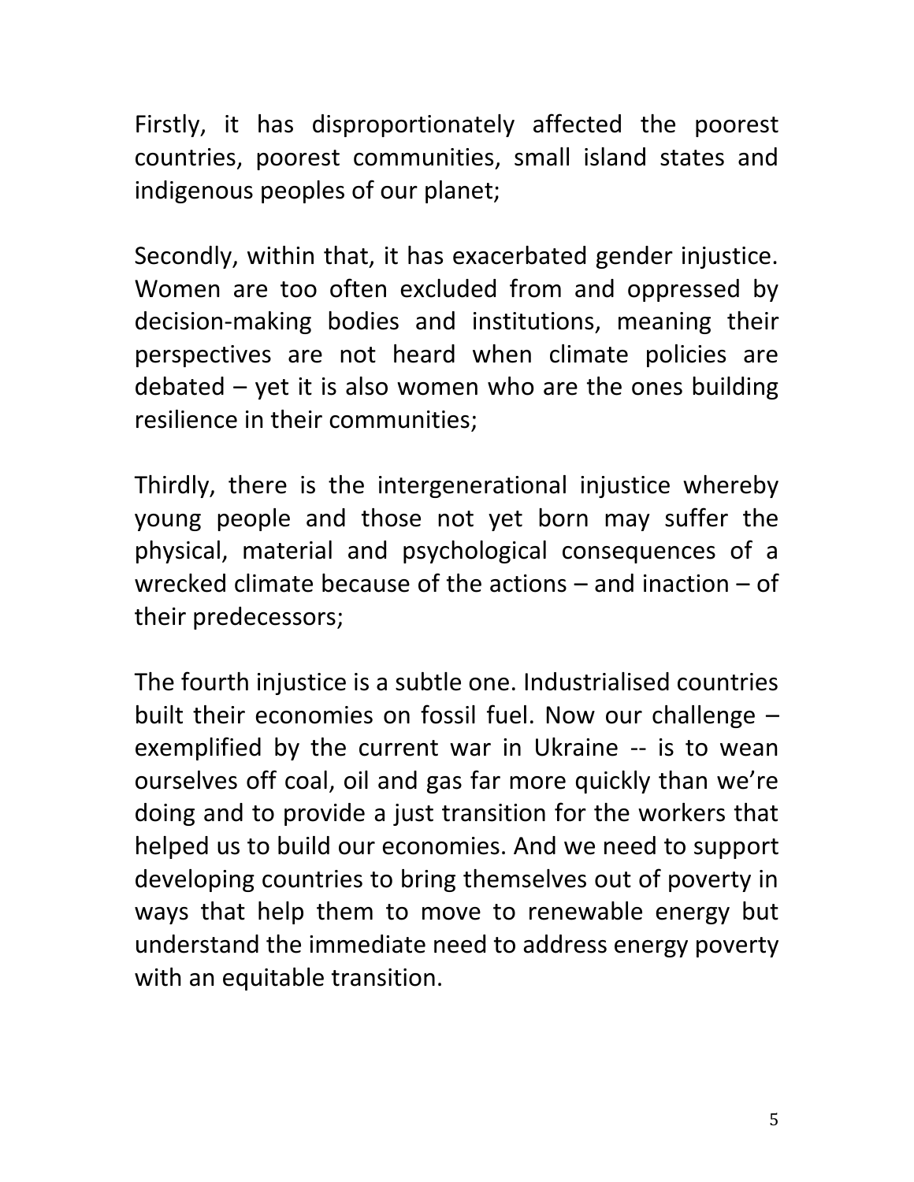Firstly, it has disproportionately affected the poorest countries, poorest communities, small island states and indigenous peoples of our planet;

Secondly, within that, it has exacerbated gender injustice. Women are too often excluded from and oppressed by decision-making bodies and institutions, meaning their perspectives are not heard when climate policies are debated – yet it is also women who are the ones building resilience in their communities;

Thirdly, there is the intergenerational injustice whereby young people and those not yet born may suffer the physical, material and psychological consequences of a wrecked climate because of the actions – and inaction – of their predecessors;

The fourth injustice is a subtle one. Industrialised countries built their economies on fossil fuel. Now our challenge – exemplified by the current war in Ukraine -- is to wean ourselves off coal, oil and gas far more quickly than we're doing and to provide a just transition for the workers that helped us to build our economies. And we need to support developing countries to bring themselves out of poverty in ways that help them to move to renewable energy but understand the immediate need to address energy poverty with an equitable transition.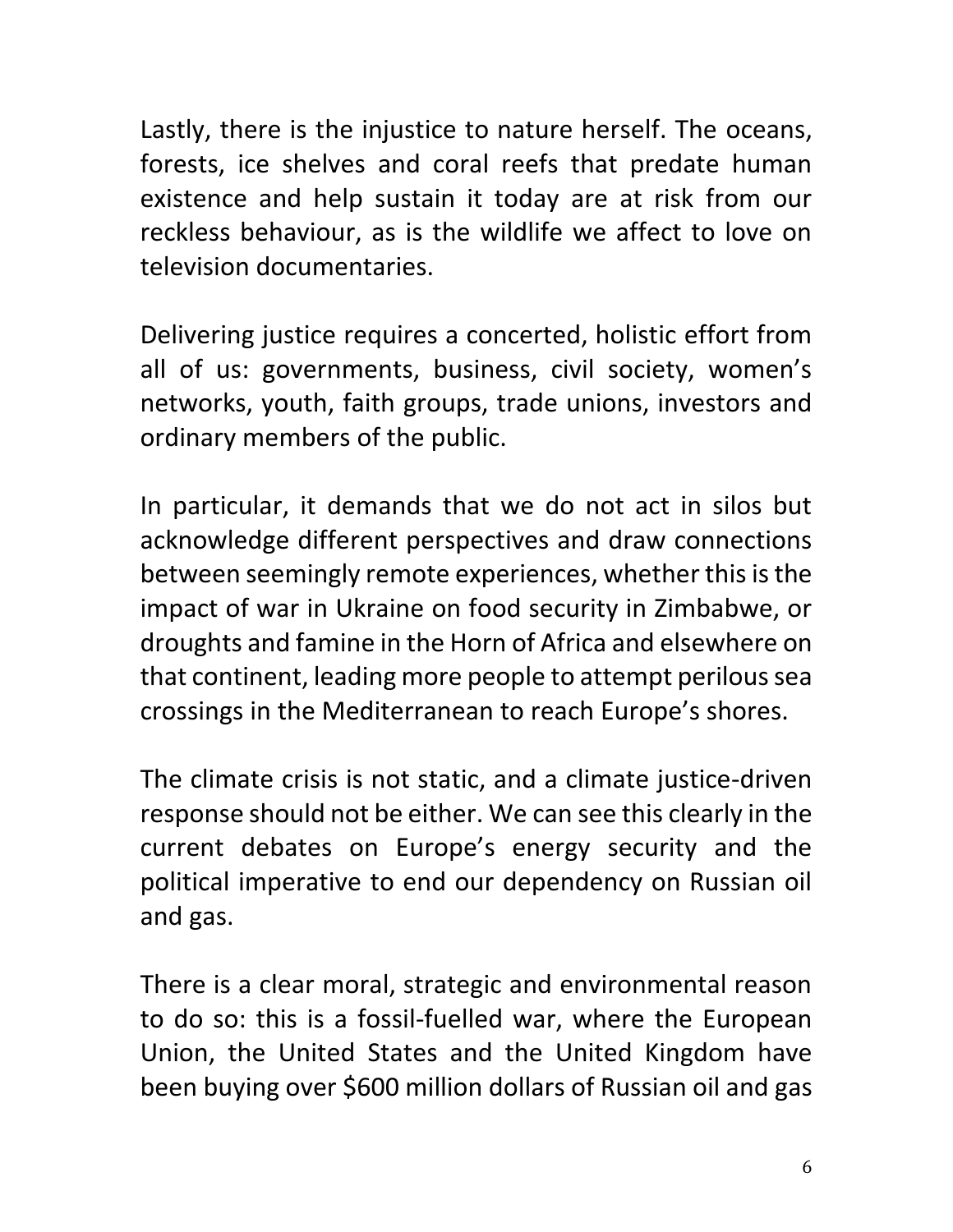Lastly, there is the injustice to nature herself. The oceans, forests, ice shelves and coral reefs that predate human existence and help sustain it today are at risk from our reckless behaviour, as is the wildlife we affect to love on television documentaries.

Delivering justice requires a concerted, holistic effort from all of us: governments, business, civil society, women's networks, youth, faith groups, trade unions, investors and ordinary members of the public.

In particular, it demands that we do not act in silos but acknowledge different perspectives and draw connections between seemingly remote experiences, whether this is the impact of war in Ukraine on food security in Zimbabwe, or droughts and famine in the Horn of Africa and elsewhere on that continent, leading more people to attempt perilous sea crossings in the Mediterranean to reach Europe's shores.

The climate crisis is not static, and a climate justice-driven response should not be either. We can see this clearly in the current debates on Europe's energy security and the political imperative to end our dependency on Russian oil and gas.

There is a clear moral, strategic and environmental reason to do so: this is a fossil-fuelled war, where the European Union, the United States and the United Kingdom have been buying over $600 million dollars of Russian oil and gas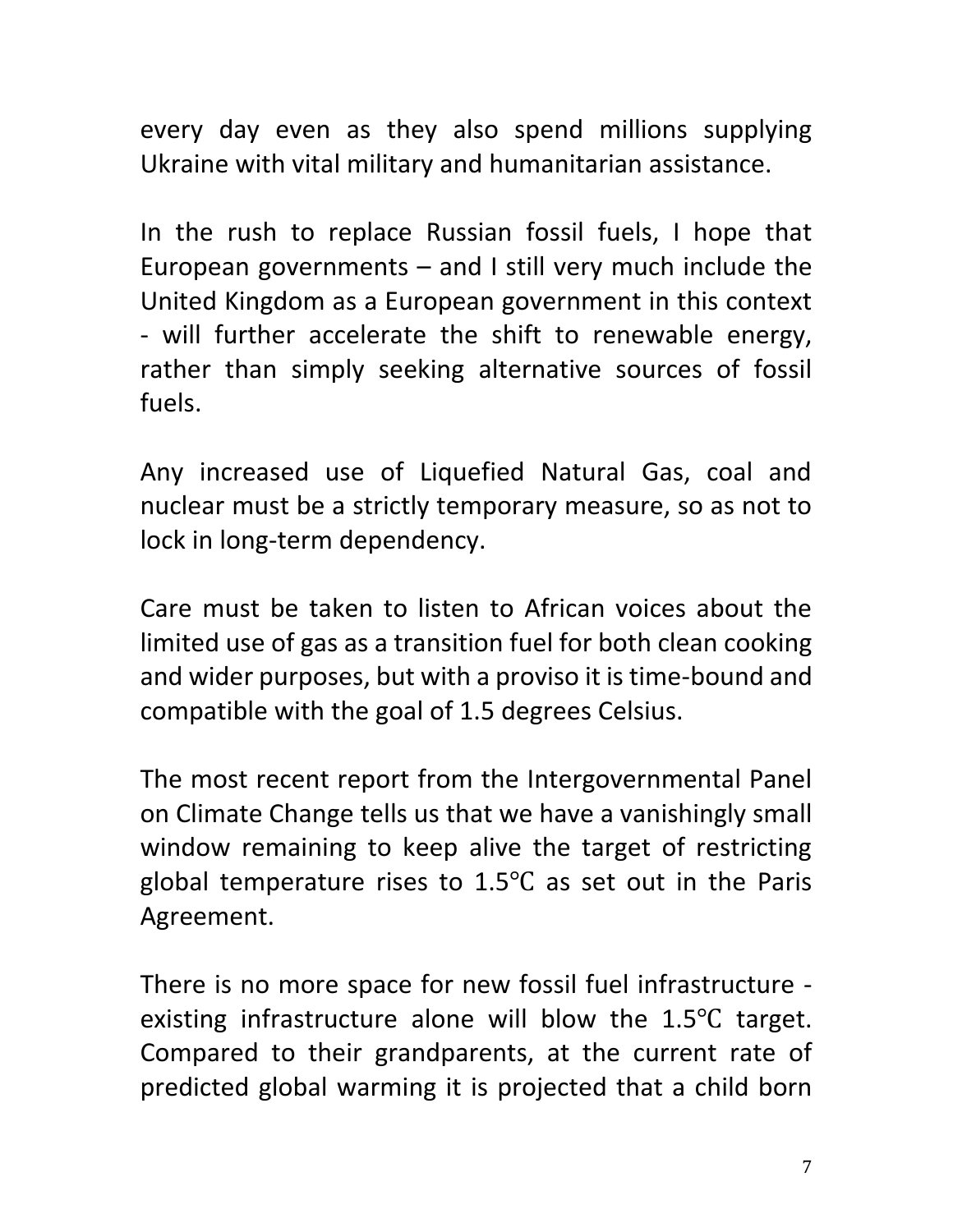every day even as they also spend millions supplying Ukraine with vital military and humanitarian assistance.

In the rush to replace Russian fossil fuels, I hope that European governments – and I still very much include the United Kingdom as a European government in this context - will further accelerate the shift to renewable energy, rather than simply seeking alternative sources of fossil fuels.

Any increased use of Liquefied Natural Gas, coal and nuclear must be a strictly temporary measure, so as not to lock in long-term dependency.

Care must be taken to listen to African voices about the limited use of gas as a transition fuel for both clean cooking and wider purposes, but with a proviso it is time-bound and compatible with the goal of 1.5 degrees Celsius.

The most recent report from the Intergovernmental Panel on Climate Change tells us that we have a vanishingly small window remaining to keep alive the target of restricting global temperature rises to 1.5℃ as set out in the Paris Agreement.

There is no more space for new fossil fuel infrastructure - existing infrastructure alone will blow the 1.5℃ target. Compared to their grandparents, at the current rate of predicted global warming it is projected that a child born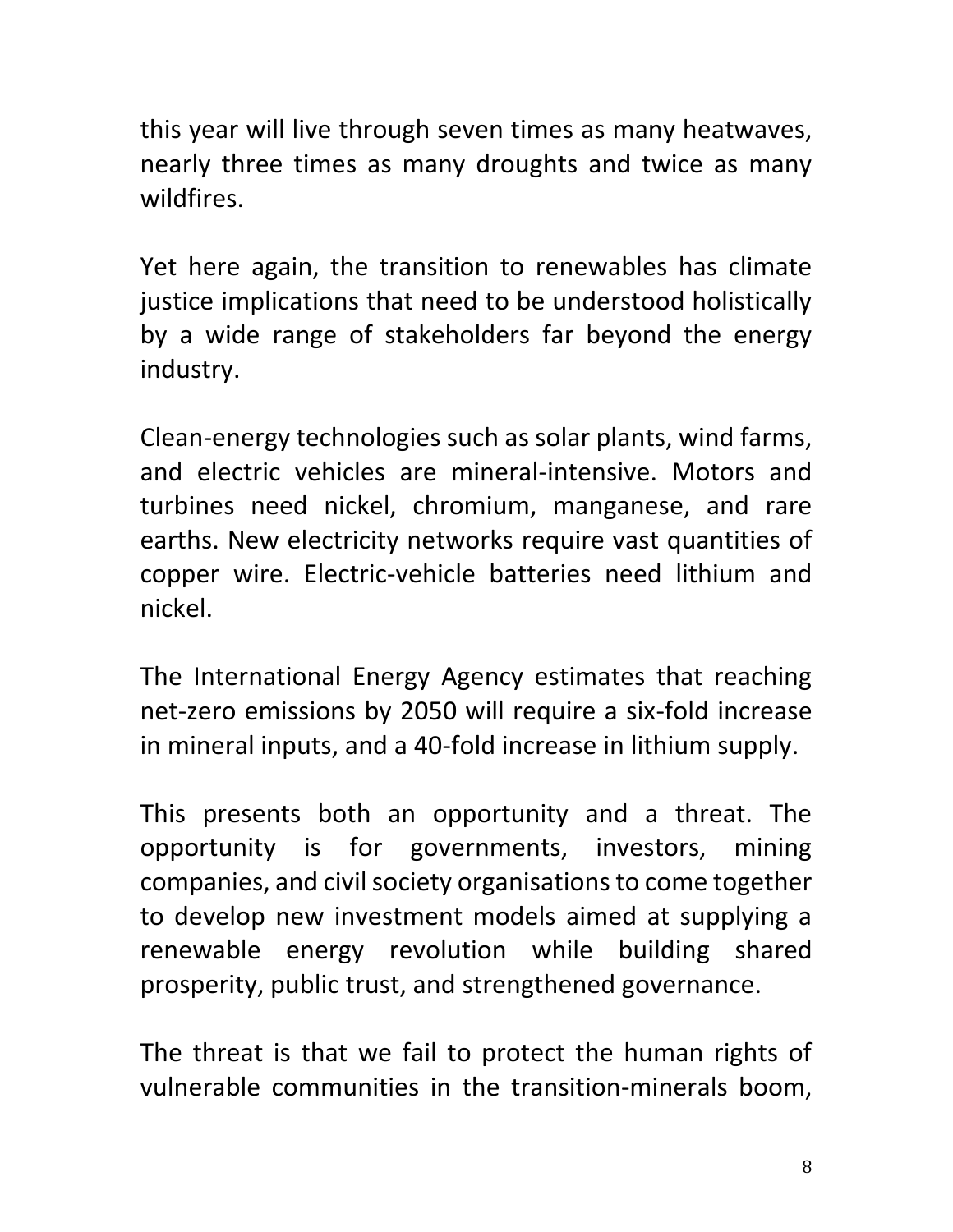this year will live through seven times as many heatwaves, nearly three times as many droughts and twice as many wildfires.

Yet here again, the transition to renewables has climate justice implications that need to be understood holistically by a wide range of stakeholders far beyond the energy industry.

Clean-energy technologies such as solar plants, wind farms, and electric vehicles are mineral-intensive. Motors and turbines need nickel, chromium, manganese, and rare earths. New electricity networks require vast quantities of copper wire. Electric-vehicle batteries need lithium and nickel.

The International Energy Agency estimates that reaching net-zero emissions by 2050 will require a six-fold increase in mineral inputs, and a 40-fold increase in lithium supply.

This presents both an opportunity and a threat. The opportunity is for governments, investors, mining companies, and civil society organisations to come together to develop new investment models aimed at supplying a renewable energy revolution while building shared prosperity, public trust, and strengthened governance.

The threat is that we fail to protect the human rights of vulnerable communities in the transition-minerals boom,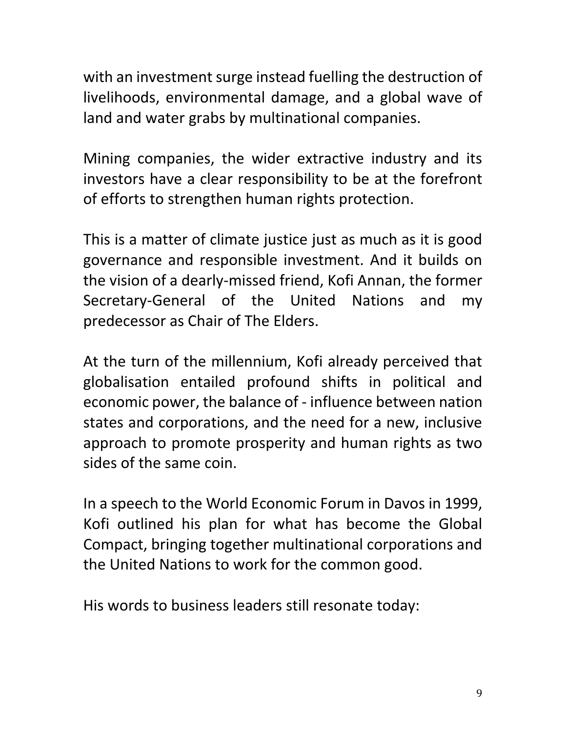with an investment surge instead fuelling the destruction of livelihoods, environmental damage, and a global wave of land and water grabs by multinational companies.

Mining companies, the wider extractive industry and its investors have a clear responsibility to be at the forefront of efforts to strengthen human rights protection.

This is a matter of climate justice just as much as it is good governance and responsible investment. And it builds on the vision of a dearly-missed friend, Kofi Annan, the former Secretary-General of the United Nations and my predecessor as Chair of The Elders.

At the turn of the millennium, Kofi already perceived that globalisation entailed profound shifts in political and economic power, the balance of - influence between nation states and corporations, and the need for a new, inclusive approach to promote prosperity and human rights as two sides of the same coin.

In a speech to the World Economic Forum in Davos in 1999, Kofi outlined his plan for what has become the Global Compact, bringing together multinational corporations and the United Nations to work for the common good.

His words to business leaders still resonate today: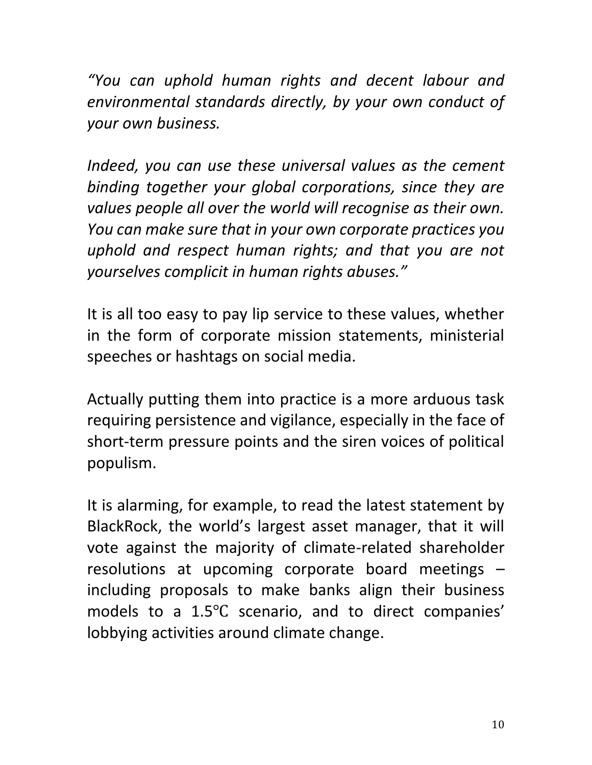*"You can uphold human rights and decent labour and environmental standards directly, by your own conduct of your own business.*

*Indeed, you can use these universal values as the cement binding together your global corporations, since they are values people all over the world will recognise as their own. You can make sure that in your own corporate practices you uphold and respect human rights; and that you are not yourselves complicit in human rights abuses."*

It is all too easy to pay lip service to these values, whether in the form of corporate mission statements, ministerial speeches or hashtags on social media.

Actually putting them into practice is a more arduous task requiring persistence and vigilance, especially in the face of short-term pressure points and the siren voices of political populism.

It is alarming, for example, to read the latest statement by BlackRock, the world's largest asset manager, that it will vote against the majority of climate-related shareholder resolutions at upcoming corporate board meetings – including proposals to make banks align their business models to a 1.5℃ scenario, and to direct companies' lobbying activities around climate change.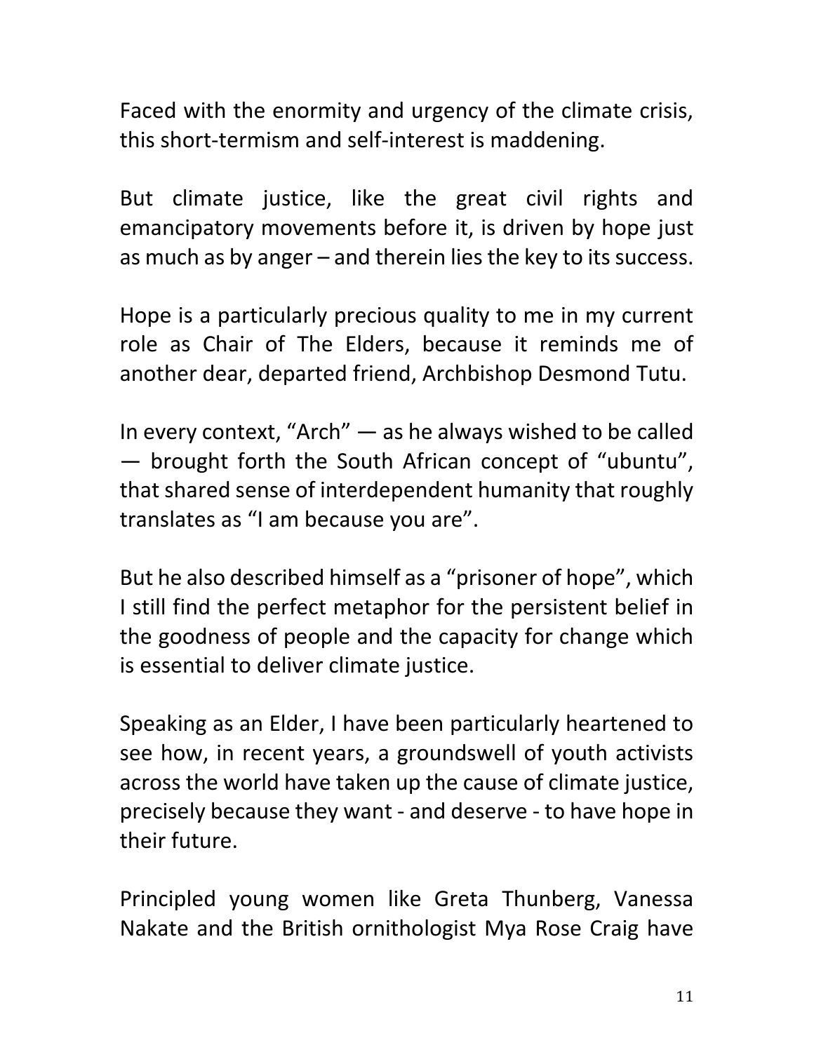Faced with the enormity and urgency of the climate crisis, this short-termism and self-interest is maddening.

But climate justice, like the great civil rights and emancipatory movements before it, is driven by hope just as much as by anger – and therein lies the key to its success.

Hope is a particularly precious quality to me in my current role as Chair of The Elders, because it reminds me of another dear, departed friend, Archbishop Desmond Tutu.

In every context, "Arch" — as he always wished to be called — brought forth the South African concept of "ubuntu", that shared sense of interdependent humanity that roughly translates as "I am because you are".

But he also described himself as a "prisoner of hope", which I still find the perfect metaphor for the persistent belief in the goodness of people and the capacity for change which is essential to deliver climate justice.

Speaking as an Elder, I have been particularly heartened to see how, in recent years, a groundswell of youth activists across the world have taken up the cause of climate justice, precisely because they want - and deserve - to have hope in their future.

Principled young women like Greta Thunberg, Vanessa Nakate and the British ornithologist Mya Rose Craig have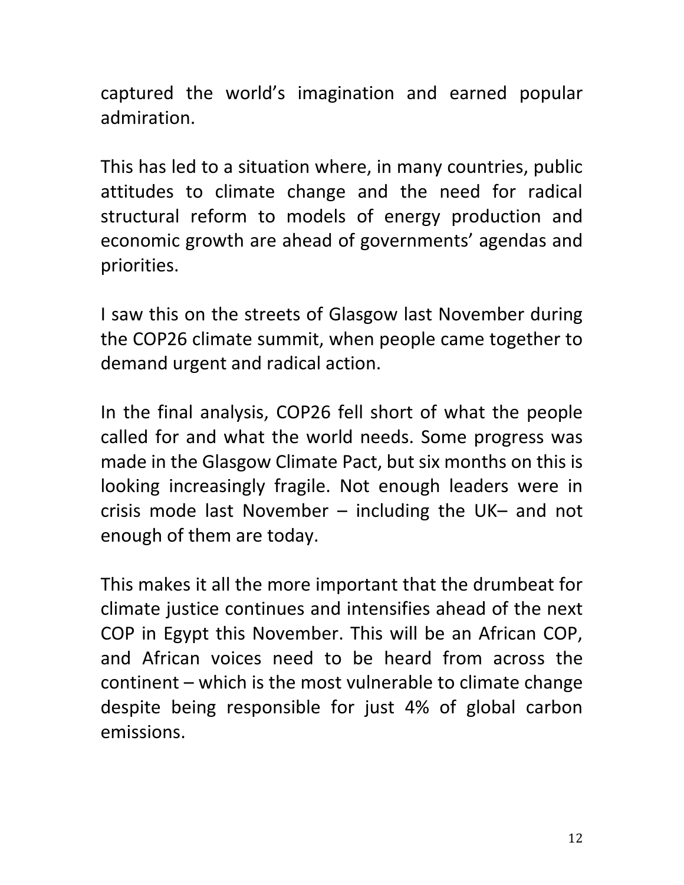captured the world's imagination and earned popular admiration.

This has led to a situation where, in many countries, public attitudes to climate change and the need for radical structural reform to models of energy production and economic growth are ahead of governments' agendas and priorities.

I saw this on the streets of Glasgow last November during the COP26 climate summit, when people came together to demand urgent and radical action.

In the final analysis, COP26 fell short of what the people called for and what the world needs. Some progress was made in the Glasgow Climate Pact, but six months on this is looking increasingly fragile. Not enough leaders were in crisis mode last November – including the UK– and not enough of them are today.

This makes it all the more important that the drumbeat for climate justice continues and intensifies ahead of the next COP in Egypt this November. This will be an African COP, and African voices need to be heard from across the continent – which is the most vulnerable to climate change despite being responsible for just 4% of global carbon emissions.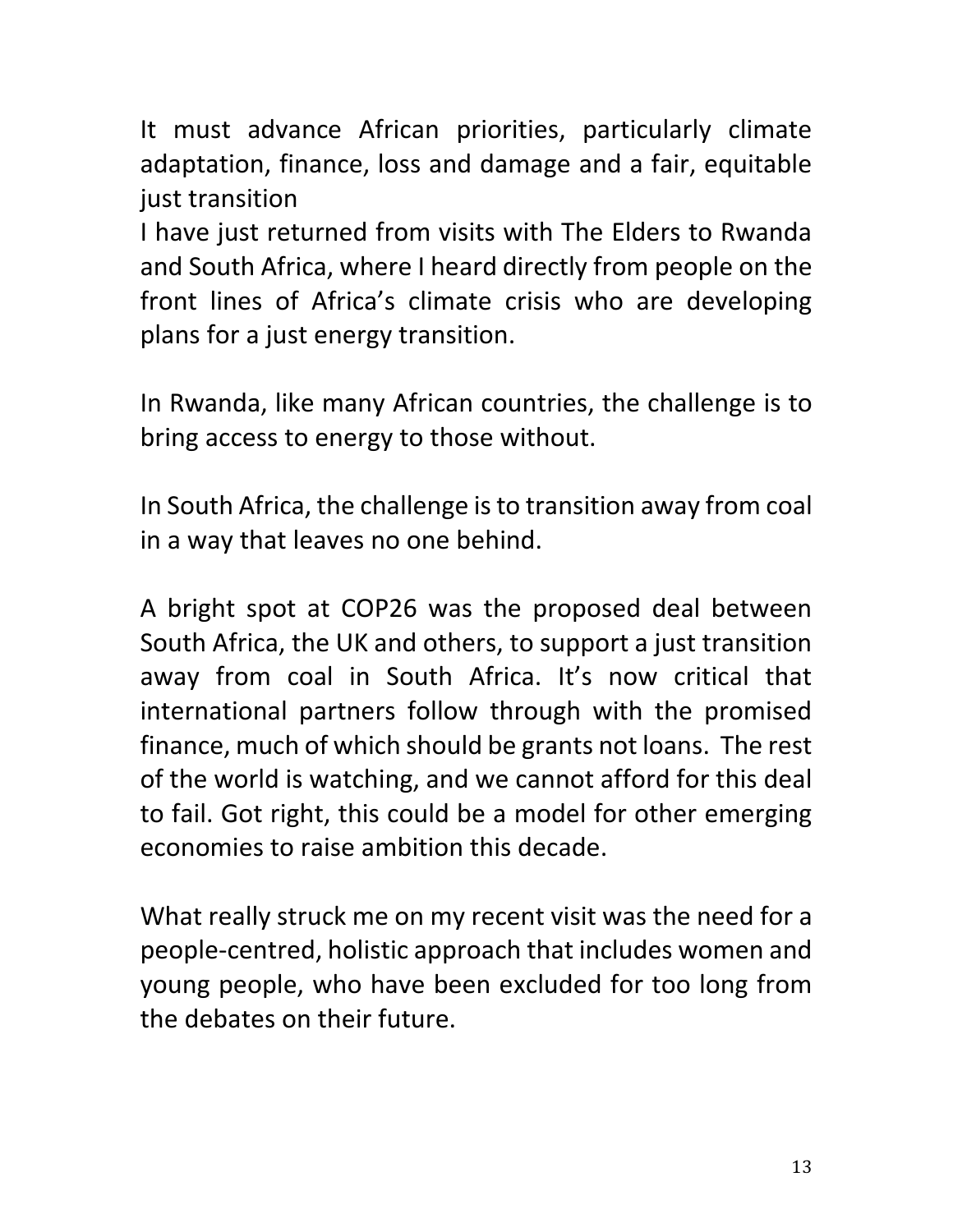It must advance African priorities, particularly climate adaptation, finance, loss and damage and a fair, equitable just transition

I have just returned from visits with The Elders to Rwanda and South Africa, where I heard directly from people on the front lines of Africa's climate crisis who are developing plans for a just energy transition.

In Rwanda, like many African countries, the challenge is to bring access to energy to those without.

In South Africa, the challenge is to transition away from coal in a way that leaves no one behind.

A bright spot at COP26 was the proposed deal between South Africa, the UK and others, to support a just transition away from coal in South Africa. It's now critical that international partners follow through with the promised finance, much of which should be grants not loans. The rest of the world is watching, and we cannot afford for this deal to fail. Got right, this could be a model for other emerging economies to raise ambition this decade.

What really struck me on my recent visit was the need for a people-centred, holistic approach that includes women and young people, who have been excluded for too long from the debates on their future.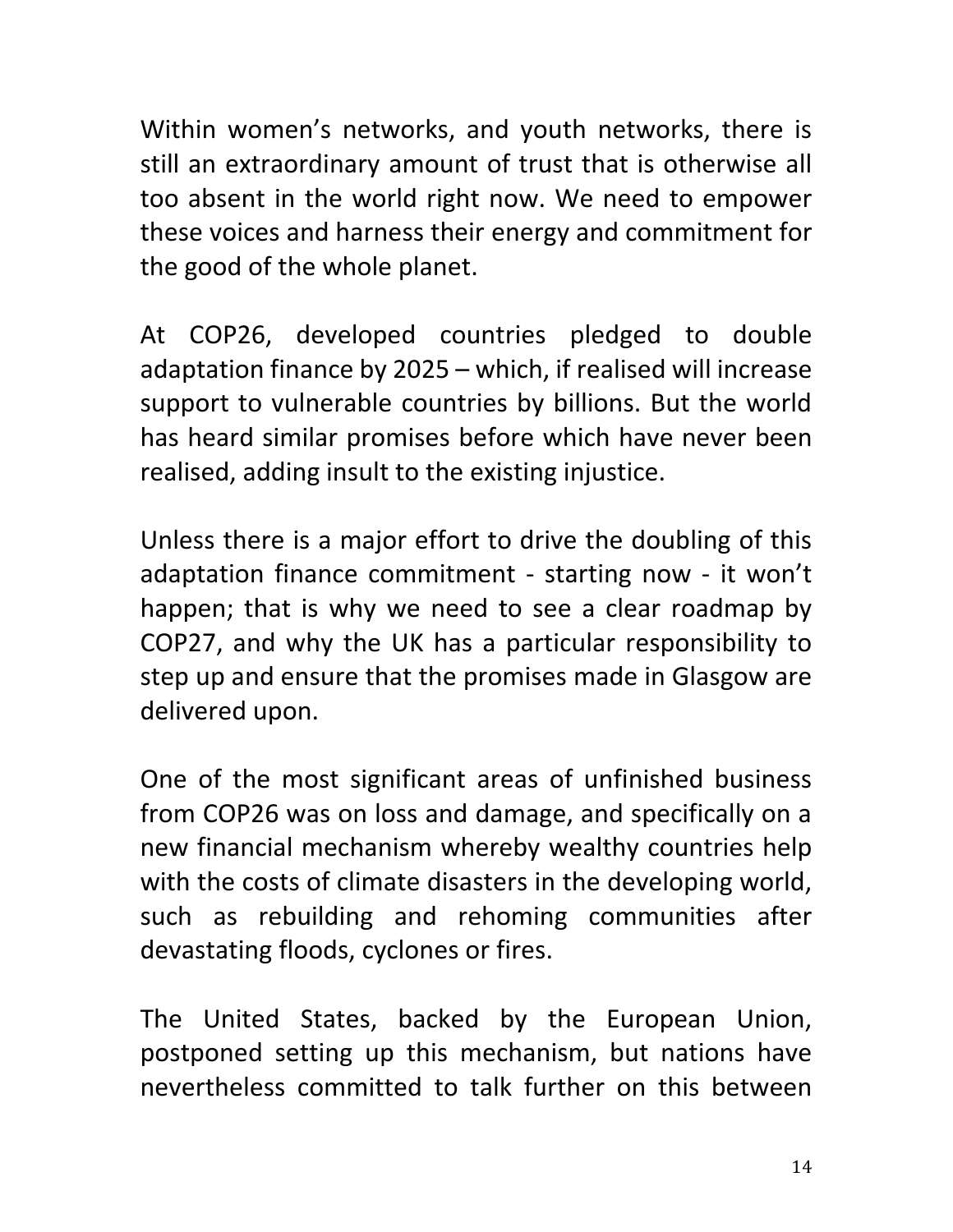Within women's networks, and youth networks, there is still an extraordinary amount of trust that is otherwise all too absent in the world right now. We need to empower these voices and harness their energy and commitment for the good of the whole planet.

At COP26, developed countries pledged to double adaptation finance by 2025 – which, if realised will increase support to vulnerable countries by billions. But the world has heard similar promises before which have never been realised, adding insult to the existing injustice.

Unless there is a major effort to drive the doubling of this adaptation finance commitment - starting now - it won't happen; that is why we need to see a clear roadmap by COP27, and why the UK has a particular responsibility to step up and ensure that the promises made in Glasgow are delivered upon.

One of the most significant areas of unfinished business from COP26 was on loss and damage, and specifically on a new financial mechanism whereby wealthy countries help with the costs of climate disasters in the developing world, such as rebuilding and rehoming communities after devastating floods, cyclones or fires.

The United States, backed by the European Union, postponed setting up this mechanism, but nations have nevertheless committed to talk further on this between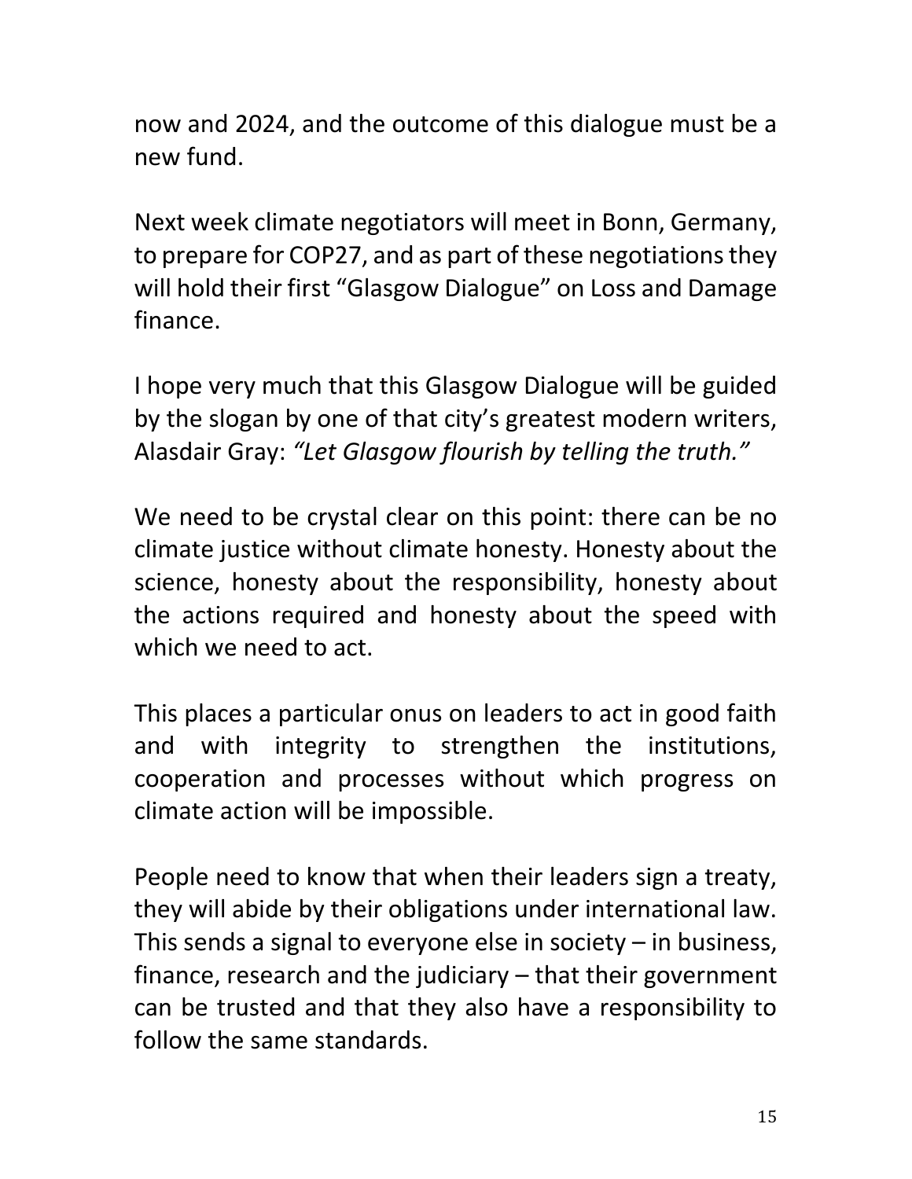now and 2024, and the outcome of this dialogue must be a new fund.

Next week climate negotiators will meet in Bonn, Germany, to prepare for COP27, and as part of these negotiations they will hold their first "Glasgow Dialogue" on Loss and Damage finance.

I hope very much that this Glasgow Dialogue will be guided by the slogan by one of that city's greatest modern writers, Alasdair Gray: *"Let Glasgow flourish by telling the truth."*

We need to be crystal clear on this point: there can be no climate justice without climate honesty. Honesty about the science, honesty about the responsibility, honesty about the actions required and honesty about the speed with which we need to act.

This places a particular onus on leaders to act in good faith and with integrity to strengthen the institutions, cooperation and processes without which progress on climate action will be impossible.

People need to know that when their leaders sign a treaty, they will abide by their obligations under international law. This sends a signal to everyone else in society – in business, finance, research and the judiciary – that their government can be trusted and that they also have a responsibility to follow the same standards.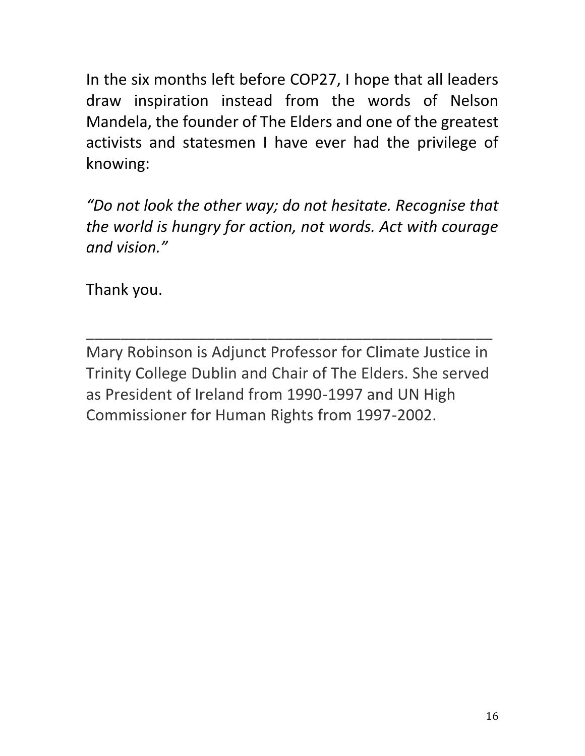In the six months left before COP27, I hope that all leaders draw inspiration instead from the words of Nelson Mandela, the founder of The Elders and one of the greatest activists and statesmen I have ever had the privilege of knowing:

*"Do not look the other way; do not hesitate. Recognise that the world is hungry for action, not words. Act with courage and vision."*

Thank you.

---

Mary Robinson is Adjunct Professor for Climate Justice in Trinity College Dublin and Chair of The Elders. She served as President of Ireland from 1990-1997 and UN High Commissioner for Human Rights from 1997-2002.